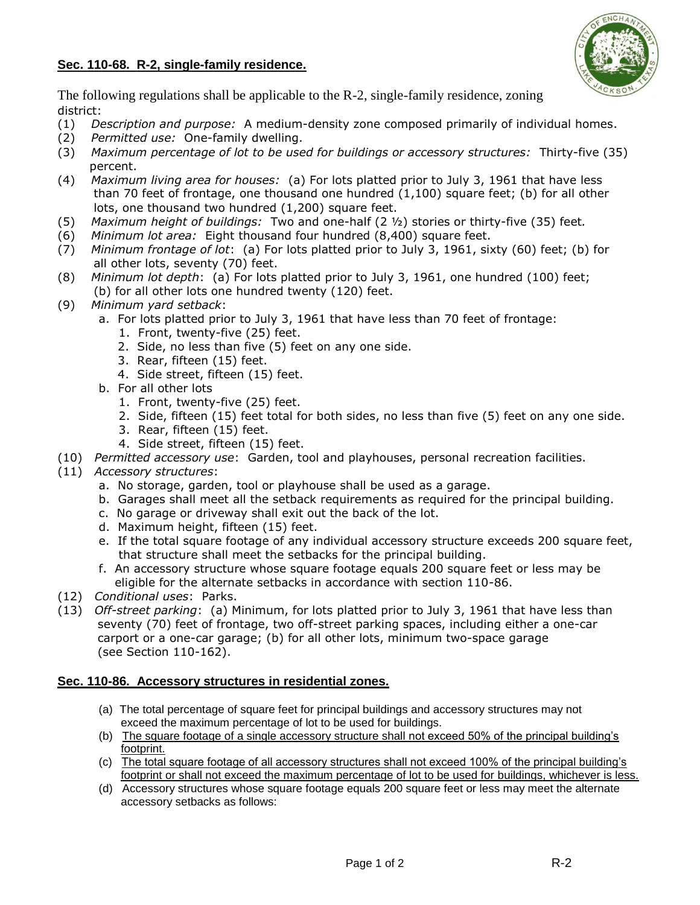## **Sec. 110-68. R-2, single-family residence.**

The following regulations shall be applicable to the R-2, single-family residence, zoning district:

(1) *Description and purpose:* A medium-density zone composed primarily of individual homes.
(2) *Permitted use:* One-family dwelling.
(3) *Maximum percentage of lot to be used for buildings or accessory structures:* Thirty-five (35) percent.
(4) *Maximum living area for houses:* (a) For lots platted prior to July 3, 1961 that have less than 70 feet of frontage, one thousand one hundred (1,100) square feet; (b) for all other lots, one thousand two hundred (1,200) square feet.
(5) *Maximum height of buildings:* Two and one-half (2 ½) stories or thirty-five (35) feet.
(6) *Minimum lot area:* Eight thousand four hundred (8,400) square feet.
(7) *Minimum frontage of lot*: (a) For lots platted prior to July 3, 1961, sixty (60) feet; (b) for all other lots, seventy (70) feet.
(8) *Minimum lot depth*: (a) For lots platted prior to July 3, 1961, one hundred (100) feet; (b) for all other lots one hundred twenty (120) feet.
(9) *Minimum yard setback*:
   a. For lots platted prior to July 3, 1961 that have less than 70 feet of frontage:
      1. Front, twenty-five (25) feet.
      2. Side, no less than five (5) feet on any one side.
      3. Rear, fifteen (15) feet.
      4. Side street, fifteen (15) feet.
   b. For all other lots
      1. Front, twenty-five (25) feet.
      2. Side, fifteen (15) feet total for both sides, no less than five (5) feet on any one side.
      3. Rear, fifteen (15) feet.
      4. Side street, fifteen (15) feet.
(10) *Permitted accessory use*: Garden, tool and playhouses, personal recreation facilities.
(11) *Accessory structures*:
   a. No storage, garden, tool or playhouse shall be used as a garage.
   b. Garages shall meet all the setback requirements as required for the principal building.
   c. No garage or driveway shall exit out the back of the lot.
   d. Maximum height, fifteen (15) feet.
   e. If the total square footage of any individual accessory structure exceeds 200 square feet, that structure shall meet the setbacks for the principal building.
   f. An accessory structure whose square footage equals 200 square feet or less may be eligible for the alternate setbacks in accordance with section 110-86.
(12) *Conditional uses*: Parks.
(13) *Off-street parking*: (a) Minimum, for lots platted prior to July 3, 1961 that have less than seventy (70) feet of frontage, two off-street parking spaces, including either a one-car carport or a one-car garage; (b) for all other lots, minimum two-space garage (see Section 110-162).

## **Sec. 110-86. Accessory structures in residential zones.**

(a) The total percentage of square feet for principal buildings and accessory structures may not exceed the maximum percentage of lot to be used for buildings.
(b) <u>The square footage of a single accessory structure shall not exceed 50% of the principal building's footprint.</u>
(c) <u>The total square footage of all accessory structures shall not exceed 100% of the principal building's footprint or shall not exceed the maximum percentage of lot to be used for buildings, whichever is less.</u>
(d) Accessory structures whose square footage equals 200 square feet or less may meet the alternate accessory setbacks as follows: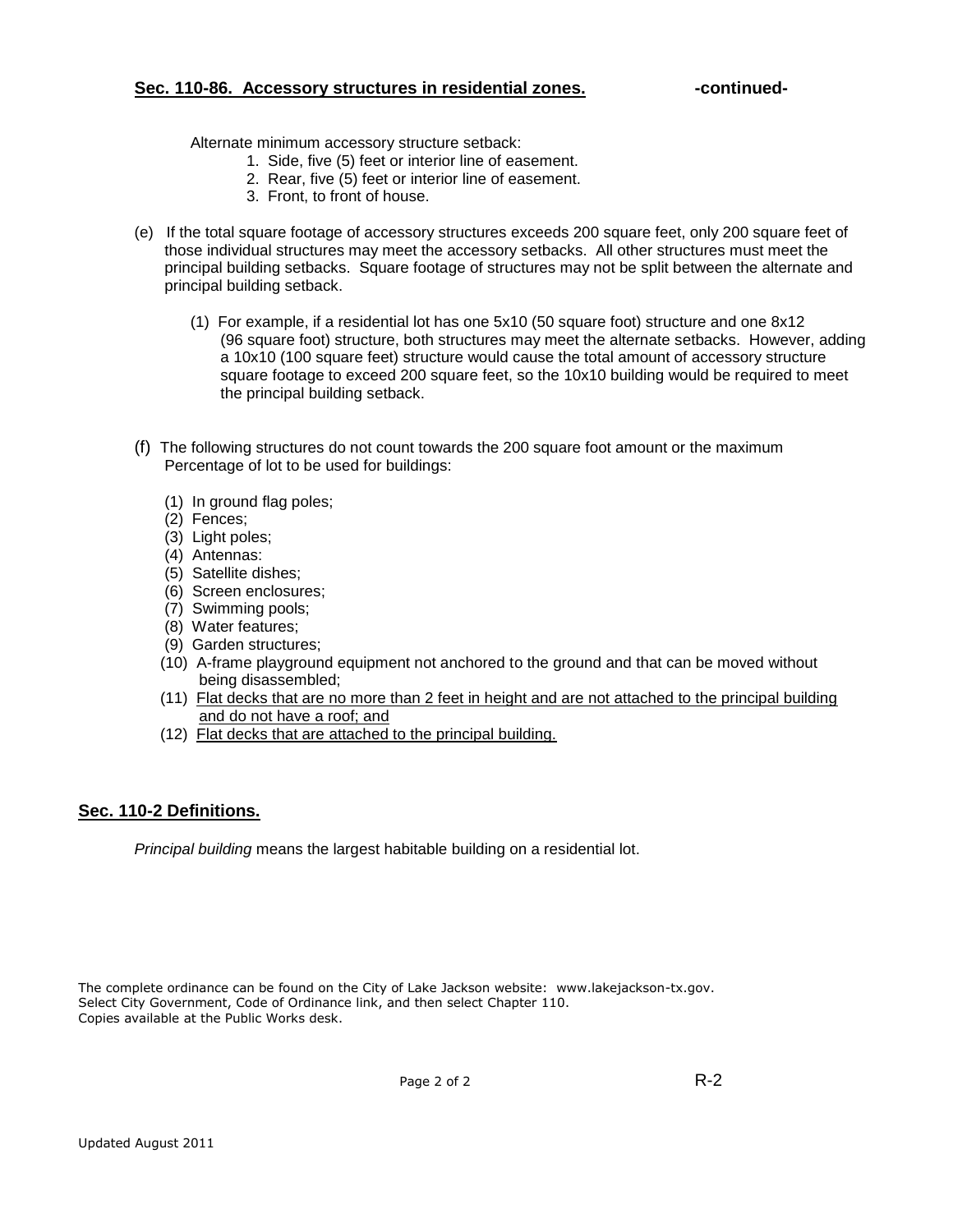## Sec. 110-86. Accessory structures in residential zones. -continued-

Alternate minimum accessory structure setback:

1. Side, five (5) feet or interior line of easement.
2. Rear, five (5) feet or interior line of easement.
3. Front, to front of house.

(e) If the total square footage of accessory structures exceeds 200 square feet, only 200 square feet of those individual structures may meet the accessory setbacks. All other structures must meet the principal building setbacks. Square footage of structures may not be split between the alternate and principal building setback.

(1) For example, if a residential lot has one 5x10 (50 square foot) structure and one 8x12 (96 square foot) structure, both structures may meet the alternate setbacks. However, adding a 10x10 (100 square feet) structure would cause the total amount of accessory structure square footage to exceed 200 square feet, so the 10x10 building would be required to meet the principal building setback.

(f) The following structures do not count towards the 200 square foot amount or the maximum Percentage of lot to be used for buildings:

(1) In ground flag poles;
(2) Fences;
(3) Light poles;
(4) Antennas:
(5) Satellite dishes;
(6) Screen enclosures;
(7) Swimming pools;
(8) Water features;
(9) Garden structures;
(10) A-frame playground equipment not anchored to the ground and that can be moved without being disassembled;
(11) <u>Flat decks that are no more than 2 feet in height and are not attached to the principal building and do not have a roof; and</u>
(12) <u>Flat decks that are attached to the principal building.</u>

## Sec. 110-2 Definitions.

*Principal building* means the largest habitable building on a residential lot.

The complete ordinance can be found on the City of Lake Jackson website: www.lakejackson-tx.gov.
Select City Government, Code of Ordinance link, and then select Chapter 110.
Copies available at the Public Works desk.

R-2

Updated August 2011